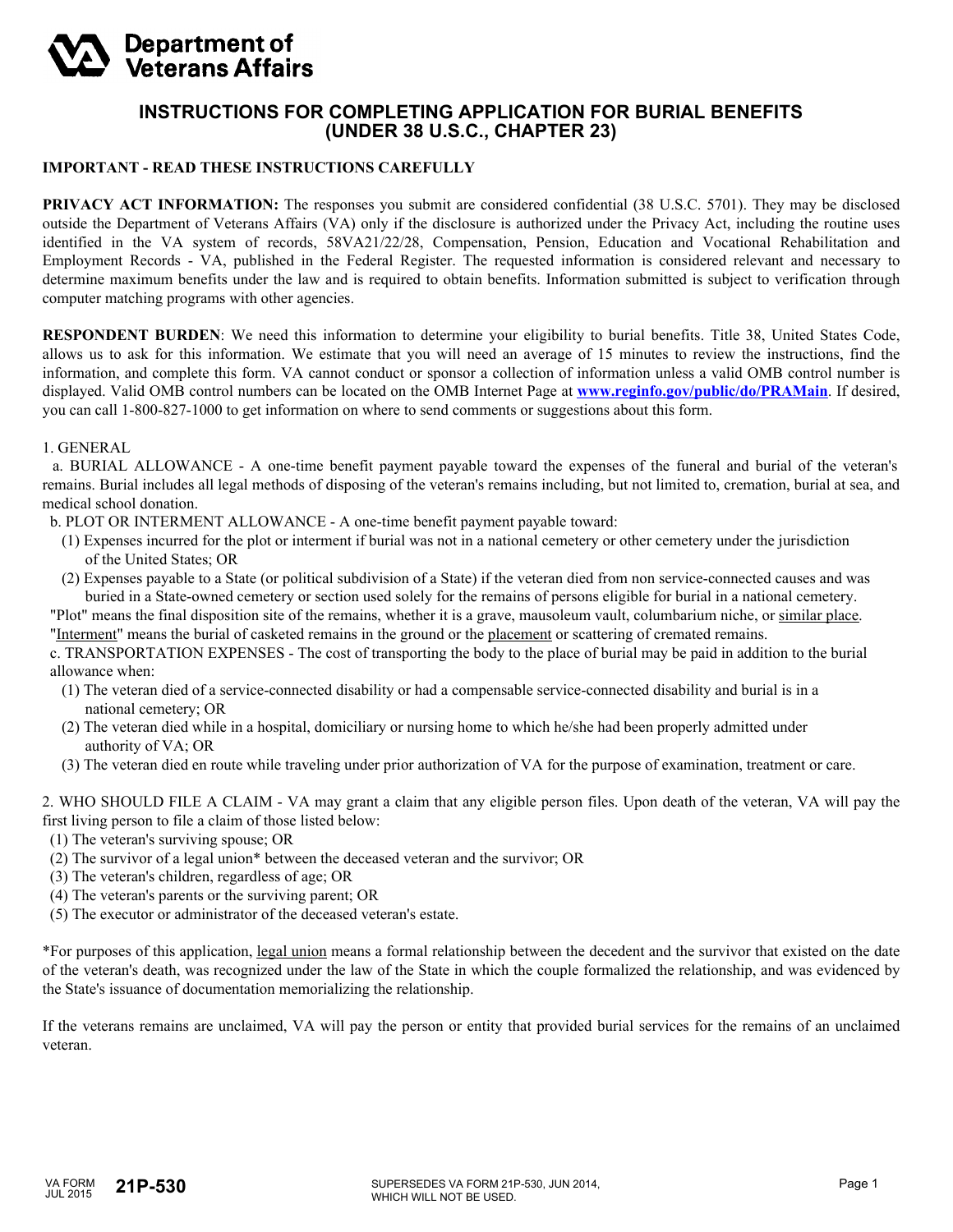**Department of Veterans Affairs**

# INSTRUCTIONS FOR COMPLETING APPLICATION FOR BURIAL BENEFITS (UNDER 38 U.S.C., CHAPTER 23)

**IMPORTANT - READ THESE INSTRUCTIONS CAREFULLY**

**PRIVACY ACT INFORMATION:** The responses you submit are considered confidential (38 U.S.C. 5701). They may be disclosed outside the Department of Veterans Affairs (VA) only if the disclosure is authorized under the Privacy Act, including the routine uses identified in the VA system of records, 58VA21/22/28, Compensation, Pension, Education and Vocational Rehabilitation and Employment Records - VA, published in the Federal Register. The requested information is considered relevant and necessary to determine maximum benefits under the law and is required to obtain benefits. Information submitted is subject to verification through computer matching programs with other agencies.

**RESPONDENT BURDEN**: We need this information to determine your eligibility to burial benefits. Title 38, United States Code, allows us to ask for this information. We estimate that you will need an average of 15 minutes to review the instructions, find the information, and complete this form. VA cannot conduct or sponsor a collection of information unless a valid OMB control number is displayed. Valid OMB control numbers can be located on the OMB Internet Page at **www.reginfo.gov/public/do/PRAMain**. If desired, you can call 1-800-827-1000 to get information on where to send comments or suggestions about this form.

1. GENERAL

a. BURIAL ALLOWANCE - A one-time benefit payment payable toward the expenses of the funeral and burial of the veteran's remains. Burial includes all legal methods of disposing of the veteran's remains including, but not limited to, cremation, burial at sea, and medical school donation.

b. PLOT OR INTERMENT ALLOWANCE - A one-time benefit payment payable toward:

(1) Expenses incurred for the plot or interment if burial was not in a national cemetery or other cemetery under the jurisdiction of the United States; OR

(2) Expenses payable to a State (or political subdivision of a State) if the veteran died from non service-connected causes and was buried in a State-owned cemetery or section used solely for the remains of persons eligible for burial in a national cemetery.

"Plot" means the final disposition site of the remains, whether it is a grave, mausoleum vault, columbarium niche, or similar place.
"Interment" means the burial of casketed remains in the ground or the placement or scattering of cremated remains.

c. TRANSPORTATION EXPENSES - The cost of transporting the body to the place of burial may be paid in addition to the burial allowance when:

(1) The veteran died of a service-connected disability or had a compensable service-connected disability and burial is in a national cemetery; OR

(2) The veteran died while in a hospital, domiciliary or nursing home to which he/she had been properly admitted under authority of VA; OR

(3) The veteran died en route while traveling under prior authorization of VA for the purpose of examination, treatment or care.

2. WHO SHOULD FILE A CLAIM - VA may grant a claim that any eligible person files. Upon death of the veteran, VA will pay the first living person to file a claim of those listed below:

(1) The veteran's surviving spouse; OR
(2) The survivor of a legal union* between the deceased veteran and the survivor; OR
(3) The veteran's children, regardless of age; OR
(4) The veteran's parents or the surviving parent; OR
(5) The executor or administrator of the deceased veteran's estate.

*For purposes of this application, legal union means a formal relationship between the decedent and the survivor that existed on the date of the veteran's death, was recognized under the law of the State in which the couple formalized the relationship, and was evidenced by the State's issuance of documentation memorializing the relationship.

If the veterans remains are unclaimed, VA will pay the person or entity that provided burial services for the remains of an unclaimed veteran.

VA FORM JUL 2015 **21P-530** SUPERSEDES VA FORM 21P-530, JUN 2014, WHICH WILL NOT BE USED.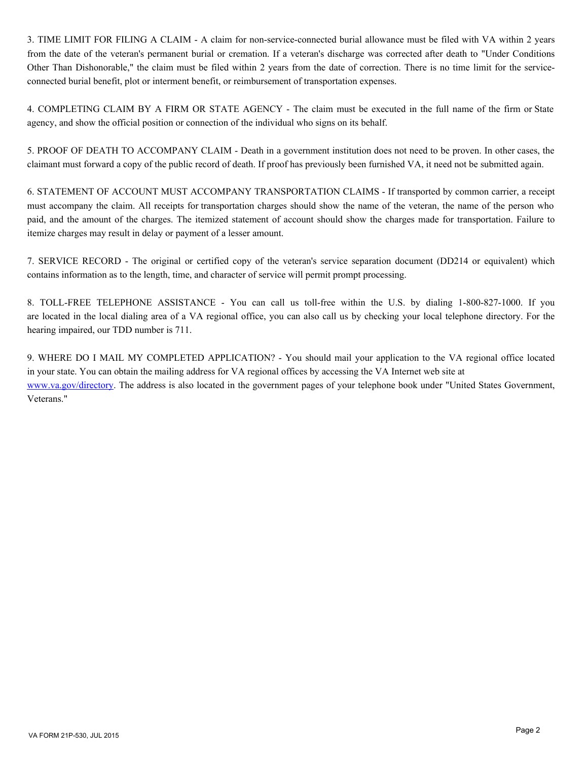3. TIME LIMIT FOR FILING A CLAIM - A claim for non-service-connected burial allowance must be filed with VA within 2 years from the date of the veteran's permanent burial or cremation. If a veteran's discharge was corrected after death to "Under Conditions Other Than Dishonorable," the claim must be filed within 2 years from the date of correction. There is no time limit for the service-connected burial benefit, plot or interment benefit, or reimbursement of transportation expenses.

4. COMPLETING CLAIM BY A FIRM OR STATE AGENCY - The claim must be executed in the full name of the firm or State agency, and show the official position or connection of the individual who signs on its behalf.

5. PROOF OF DEATH TO ACCOMPANY CLAIM - Death in a government institution does not need to be proven. In other cases, the claimant must forward a copy of the public record of death. If proof has previously been furnished VA, it need not be submitted again.

6. STATEMENT OF ACCOUNT MUST ACCOMPANY TRANSPORTATION CLAIMS - If transported by common carrier, a receipt must accompany the claim. All receipts for transportation charges should show the name of the veteran, the name of the person who paid, and the amount of the charges. The itemized statement of account should show the charges made for transportation. Failure to itemize charges may result in delay or payment of a lesser amount.

7. SERVICE RECORD - The original or certified copy of the veteran's service separation document (DD214 or equivalent) which contains information as to the length, time, and character of service will permit prompt processing.

8. TOLL-FREE TELEPHONE ASSISTANCE - You can call us toll-free within the U.S. by dialing 1-800-827-1000. If you are located in the local dialing area of a VA regional office, you can also call us by checking your local telephone directory. For the hearing impaired, our TDD number is 711.

9. WHERE DO I MAIL MY COMPLETED APPLICATION? - You should mail your application to the VA regional office located in your state. You can obtain the mailing address for VA regional offices by accessing the VA Internet web site at www.va.gov/directory. The address is also located in the government pages of your telephone book under "United States Government, Veterans."

VA FORM 21P-530, JUL 2015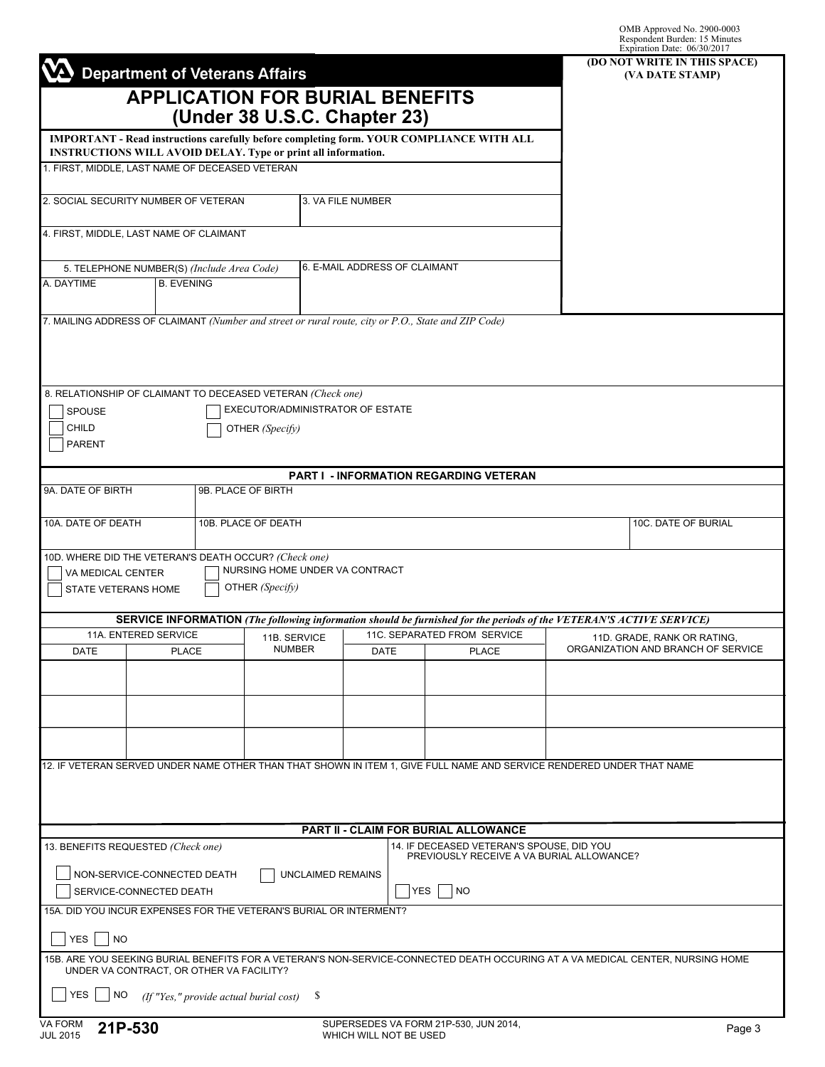OMB Approved No. 2900-0003
Respondent Burden: 15 Minutes
Expiration Date: 06/30/2017

**Department of Veterans Affairs**

(DO NOT WRITE IN THIS SPACE)
(VA DATE STAMP)

# APPLICATION FOR BURIAL BENEFITS
## (Under 38 U.S.C. Chapter 23)

**IMPORTANT - Read instructions carefully before completing form. YOUR COMPLIANCE WITH ALL INSTRUCTIONS WILL AVOID DELAY. Type or print all information.**

1. FIRST, MIDDLE, LAST NAME OF DECEASED VETERAN

2. SOCIAL SECURITY NUMBER OF VETERAN

3. VA FILE NUMBER

4. FIRST, MIDDLE, LAST NAME OF CLAIMANT

5. TELEPHONE NUMBER(S) *(Include Area Code)*
A. DAYTIME
B. EVENING

6. E-MAIL ADDRESS OF CLAIMANT

7. MAILING ADDRESS OF CLAIMANT *(Number and street or rural route, city or P.O., State and ZIP Code)*

8. RELATIONSHIP OF CLAIMANT TO DECEASED VETERAN *(Check one)*

- ☐ SPOUSE
- ☐ CHILD
- ☐ PARENT
- ☐ EXECUTOR/ADMINISTRATOR OF ESTATE
- ☐ OTHER *(Specify)*

## PART I - INFORMATION REGARDING VETERAN

9A. DATE OF BIRTH

9B. PLACE OF BIRTH

10A. DATE OF DEATH

10B. PLACE OF DEATH

10C. DATE OF BURIAL

10D. WHERE DID THE VETERAN'S DEATH OCCUR? *(Check one)*

- ☐ VA MEDICAL CENTER
- ☐ STATE VETERANS HOME
- ☐ NURSING HOME UNDER VA CONTRACT
- ☐ OTHER *(Specify)*

**SERVICE INFORMATION** *(The following information should be furnished for the periods of the VETERAN'S ACTIVE SERVICE)*

| 11A. ENTERED SERVICE | | 11B. SERVICE NUMBER | 11C. SEPARATED FROM SERVICE | | 11D. GRADE, RANK OR RATING, ORGANIZATION AND BRANCH OF SERVICE |
|---|---|---|---|---|---|
| DATE | PLACE | | DATE | PLACE | |
| | | | | | |
| | | | | | |
| | | | | | |

12. IF VETERAN SERVED UNDER NAME OTHER THAN THAT SHOWN IN ITEM 1, GIVE FULL NAME AND SERVICE RENDERED UNDER THAT NAME

## PART II - CLAIM FOR BURIAL ALLOWANCE

13. BENEFITS REQUESTED *(Check one)*

- ☐ NON-SERVICE-CONNECTED DEATH
- ☐ SERVICE-CONNECTED DEATH
- ☐ UNCLAIMED REMAINS

14. IF DECEASED VETERAN'S SPOUSE, DID YOU PREVIOUSLY RECEIVE A VA BURIAL ALLOWANCE?

☐ YES ☐ NO

15A. DID YOU INCUR EXPENSES FOR THE VETERAN'S BURIAL OR INTERMENT?

☐ YES ☐ NO

15B. ARE YOU SEEKING BURIAL BENEFITS FOR A VETERAN'S NON-SERVICE-CONNECTED DEATH OCCURING AT A VA MEDICAL CENTER, NURSING HOME UNDER VA CONTRACT, OR OTHER VA FACILITY?

☐ YES ☐ NO *(If "Yes," provide actual burial cost)* $

VA FORM JUL 2015 **21P-530** SUPERSEDES VA FORM 21P-530, JUN 2014, WHICH WILL NOT BE USED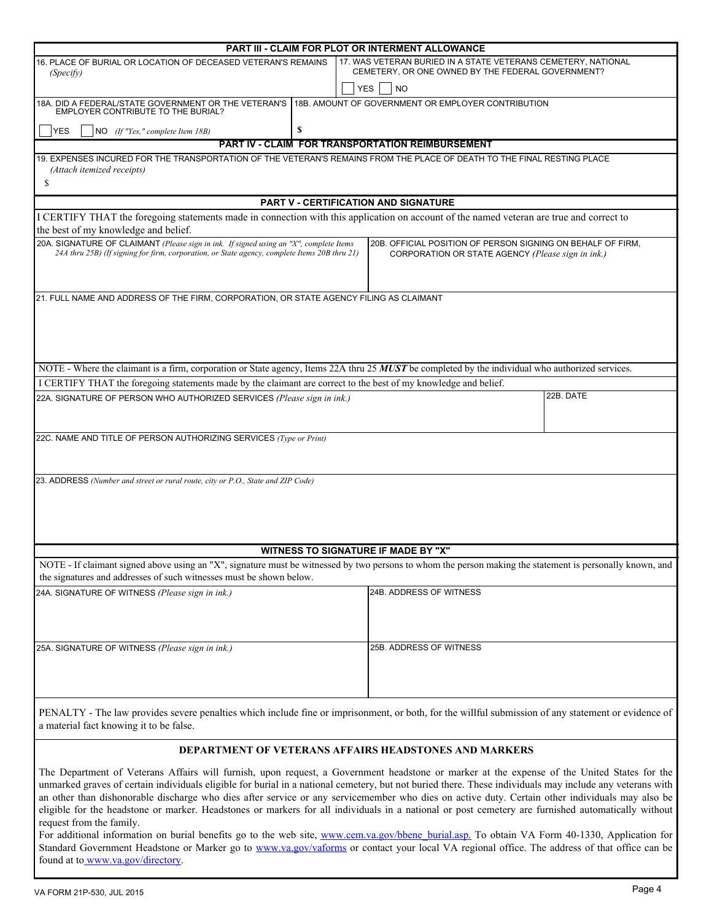## PART III - CLAIM FOR PLOT OR INTERMENT ALLOWANCE

16. PLACE OF BURIAL OR LOCATION OF DECEASED VETERAN'S REMAINS *(Specify)*

17. WAS VETERAN BURIED IN A STATE VETERANS CEMETERY, NATIONAL CEMETERY, OR ONE OWNED BY THE FEDERAL GOVERNMENT?

☐ YES ☐ NO

18A. DID A FEDERAL/STATE GOVERNMENT OR THE VETERAN'S EMPLOYER CONTRIBUTE TO THE BURIAL?

☐ YES ☐ NO *(If "Yes," complete Item 18B)*

18B. AMOUNT OF GOVERNMENT OR EMPLOYER CONTRIBUTION

$

## PART IV - CLAIM FOR TRANSPORTATION REIMBURSEMENT

19. EXPENSES INCURED FOR THE TRANSPORTATION OF THE VETERAN'S REMAINS FROM THE PLACE OF DEATH TO THE FINAL RESTING PLACE *(Attach itemized receipts)*

$

## PART V - CERTIFICATION AND SIGNATURE

I CERTIFY THAT the foregoing statements made in connection with this application on account of the named veteran are true and correct to the best of my knowledge and belief.

20A. SIGNATURE OF CLAIMANT *(Please sign in ink. If signed using an "X", complete Items 24A thru 25B) (If signing for firm, corporation, or State agency, complete Items 20B thru 21)*

20B. OFFICIAL POSITION OF PERSON SIGNING ON BEHALF OF FIRM, CORPORATION OR STATE AGENCY *(Please sign in ink.)*

21. FULL NAME AND ADDRESS OF THE FIRM, CORPORATION, OR STATE AGENCY FILING AS CLAIMANT

NOTE - Where the claimant is a firm, corporation or State agency, Items 22A thru 25 ***MUST*** be completed by the individual who authorized services.

I CERTIFY THAT the foregoing statements made by the claimant are correct to the best of my knowledge and belief.

22A. SIGNATURE OF PERSON WHO AUTHORIZED SERVICES *(Please sign in ink.)*

22B. DATE

22C. NAME AND TITLE OF PERSON AUTHORIZING SERVICES *(Type or Print)*

23. ADDRESS *(Number and street or rural route, city or P.O., State and ZIP Code)*

## WITNESS TO SIGNATURE IF MADE BY "X"

NOTE - If claimant signed above using an "X", signature must be witnessed by two persons to whom the person making the statement is personally known, and the signatures and addresses of such witnesses must be shown below.

24A. SIGNATURE OF WITNESS *(Please sign in ink.)*

24B. ADDRESS OF WITNESS

25A. SIGNATURE OF WITNESS *(Please sign in ink.)*

25B. ADDRESS OF WITNESS

PENALTY - The law provides severe penalties which include fine or imprisonment, or both, for the willful submission of any statement or evidence of a material fact knowing it to be false.

## DEPARTMENT OF VETERANS AFFAIRS HEADSTONES AND MARKERS

The Department of Veterans Affairs will furnish, upon request, a Government headstone or marker at the expense of the United States for the unmarked graves of certain individuals eligible for burial in a national cemetery, but not buried there. These individuals may include any veterans with an other than dishonorable discharge who dies after service or any servicemember who dies on active duty. Certain other individuals may also be eligible for the headstone or marker. Headstones or markers for all individuals in a national or post cemetery are furnished automatically without request from the family.

For additional information on burial benefits go to the web site, www.cem.va.gov/bbene_burial.asp. To obtain VA Form 40-1330, Application for Standard Government Headstone or Marker go to www.va.gov/vaforms or contact your local VA regional office. The address of that office can be found at to www.va.gov/directory.

VA FORM 21P-530, JUL 2015